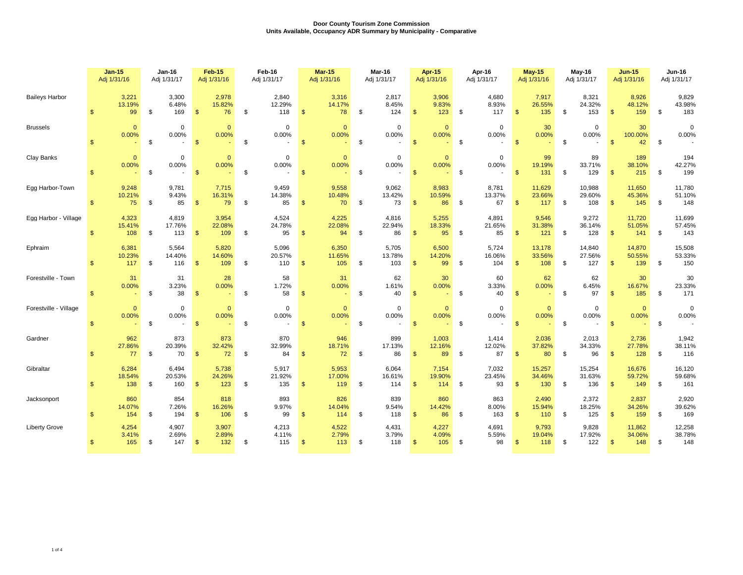**Door County Tourism Zone Commission**
**Units Available, Occupancy ADR Summary by Municipality - Comparative**

| | | Jan-15 Adj 1/31/16 | Jan-16 Adj 1/31/17 | Feb-15 Adj 1/31/16 | Feb-16 Adj 1/31/17 | Mar-15 Adj 1/31/16 | Mar-16 Adj 1/31/17 | Apr-15 Adj 1/31/16 | Apr-16 Adj 1/31/17 | May-15 Adj 1/31/16 | May-16 Adj 1/31/17 | Jun-15 Adj 1/31/16 | Jun-16 Adj 1/31/17 |
|---|---|---|---|---|---|---|---|---|---|---|---|---|---|
| Baileys Harbor | Units | 3,221 | 3,300 | 2,978 | 2,840 | 3,316 | 2,817 | 3,906 | 4,680 | 7,917 | 8,321 | 8,926 | 9,829 |
| | Occupancy | 13.19% | 6.48% | 15.82% | 12.29% | 14.17% | 8.45% | 9.83% | 8.93% | 26.55% | 24.32% | 48.12% | 43.98% |
| | ADR | $ 99 | $ 169 | $ 76 | $ 118 | $ 78 | $ 124 | $ 123 | $ 117 | $ 135 | $ 153 | $ 159 | $ 183 |
| Brussels | Units | 0 | 0 | 0 | 0 | 0 | 0 | 0 | 0 | 30 | 0 | 30 | 0 |
| | Occupancy | 0.00% | 0.00% | 0.00% | 0.00% | 0.00% | 0.00% | 0.00% | 0.00% | 0.00% | 0.00% | 100.00% | 0.00% |
| | ADR | $ - | $ - | $ - | $ - | $ - | $ - | $ - | $ - | $ - | $ - | $ 42 | $ - |
| Clay Banks | Units | 0 | 0 | 0 | 0 | 0 | 0 | 0 | 0 | 99 | 89 | 189 | 194 |
| | Occupancy | 0.00% | 0.00% | 0.00% | 0.00% | 0.00% | 0.00% | 0.00% | 0.00% | 19.19% | 33.71% | 38.10% | 42.27% |
| | ADR | $ - | $ - | $ - | $ - | $ - | $ - | $ - | $ - | $ 131 | $ 129 | $ 215 | $ 199 |
| Egg Harbor-Town | Units | 9,248 | 9,781 | 7,715 | 9,459 | 9,558 | 9,062 | 8,983 | 8,781 | 11,629 | 10,988 | 11,650 | 11,780 |
| | Occupancy | 10.21% | 9.43% | 16.31% | 14.38% | 10.48% | 13.42% | 10.59% | 13.37% | 23.66% | 29.60% | 45.36% | 51.10% |
| | ADR | $ 75 | $ 85 | $ 79 | $ 85 | $ 70 | $ 73 | $ 86 | $ 67 | $ 117 | $ 108 | $ 145 | $ 148 |
| Egg Harbor - Village | Units | 4,323 | 4,819 | 3,954 | 4,524 | 4,225 | 4,816 | 5,255 | 4,891 | 9,546 | 9,272 | 11,720 | 11,699 |
| | Occupancy | 15.41% | 17.76% | 22.08% | 24.78% | 22.08% | 22.94% | 18.33% | 21.65% | 31.38% | 36.14% | 51.05% | 57.45% |
| | ADR | $ 108 | $ 113 | $ 109 | $ 95 | $ 94 | $ 86 | $ 95 | $ 85 | $ 121 | $ 128 | $ 141 | $ 143 |
| Ephraim | Units | 6,381 | 5,564 | 5,820 | 5,096 | 6,350 | 5,705 | 6,500 | 5,724 | 13,178 | 14,840 | 14,870 | 15,508 |
| | Occupancy | 10.23% | 14.40% | 14.60% | 20.57% | 11.65% | 13.78% | 14.20% | 16.06% | 33.56% | 27.56% | 50.55% | 53.33% |
| | ADR | $ 117 | $ 116 | $ 109 | $ 110 | $ 105 | $ 103 | $ 99 | $ 104 | $ 108 | $ 127 | $ 139 | $ 150 |
| Forestville - Town | Units | 31 | 31 | 28 | 58 | 31 | 62 | 30 | 60 | 62 | 62 | 30 | 30 |
| | Occupancy | 0.00% | 3.23% | 0.00% | 1.72% | 0.00% | 1.61% | 0.00% | 3.33% | 0.00% | 6.45% | 16.67% | 23.33% |
| | ADR | $ - | $ 38 | $ - | $ 58 | $ - | $ 40 | $ - | $ 40 | $ - | $ 97 | $ 185 | $ 171 |
| Forestville - Village | Units | 0 | 0 | 0 | 0 | 0 | 0 | 0 | 0 | 0 | 0 | 0 | 0 |
| | Occupancy | 0.00% | 0.00% | 0.00% | 0.00% | 0.00% | 0.00% | 0.00% | 0.00% | 0.00% | 0.00% | 0.00% | 0.00% |
| | ADR | $ - | $ - | $ - | $ - | $ - | $ - | $ - | $ - | $ - | $ - | $ - | $ - |
| Gardner | Units | 962 | 873 | 873 | 870 | 946 | 899 | 1,003 | 1,414 | 2,036 | 2,013 | 2,736 | 1,942 |
| | Occupancy | 27.86% | 20.39% | 32.42% | 32.99% | 18.71% | 17.13% | 12.16% | 12.02% | 37.82% | 34.33% | 27.78% | 38.11% |
| | ADR | $ 77 | $ 70 | $ 72 | $ 84 | $ 72 | $ 86 | $ 89 | $ 87 | $ 80 | $ 96 | $ 128 | $ 116 |
| Gibraltar | Units | 6,284 | 6,494 | 5,738 | 5,917 | 5,953 | 6,064 | 7,154 | 7,032 | 15,257 | 15,254 | 16,676 | 16,120 |
| | Occupancy | 18.54% | 20.53% | 24.26% | 21.92% | 17.00% | 16.61% | 19.90% | 23.45% | 34.46% | 31.63% | 59.72% | 59.68% |
| | ADR | $ 138 | $ 160 | $ 123 | $ 135 | $ 119 | $ 114 | $ 114 | $ 93 | $ 130 | $ 136 | $ 149 | $ 161 |
| Jacksonport | Units | 860 | 854 | 818 | 893 | 826 | 839 | 860 | 863 | 2,490 | 2,372 | 2,837 | 2,920 |
| | Occupancy | 14.07% | 7.26% | 16.26% | 9.97% | 14.04% | 9.54% | 14.42% | 8.00% | 15.94% | 18.25% | 34.26% | 39.62% |
| | ADR | $ 154 | $ 194 | $ 106 | $ 99 | $ 114 | $ 118 | $ 86 | $ 163 | $ 110 | $ 125 | $ 159 | $ 169 |
| Liberty Grove | Units | 4,254 | 4,907 | 3,907 | 4,213 | 4,522 | 4,431 | 4,227 | 4,691 | 9,793 | 9,828 | 11,862 | 12,258 |
| | Occupancy | 3.41% | 2.69% | 2.89% | 4.11% | 2.79% | 3.79% | 4.09% | 5.59% | 19.04% | 17.92% | 34.06% | 38.78% |
| | ADR | $ 165 | $ 147 | $ 132 | $ 115 | $ 113 | $ 118 | $ 105 | $ 98 | $ 118 | $ 122 | $ 148 | $ 148 |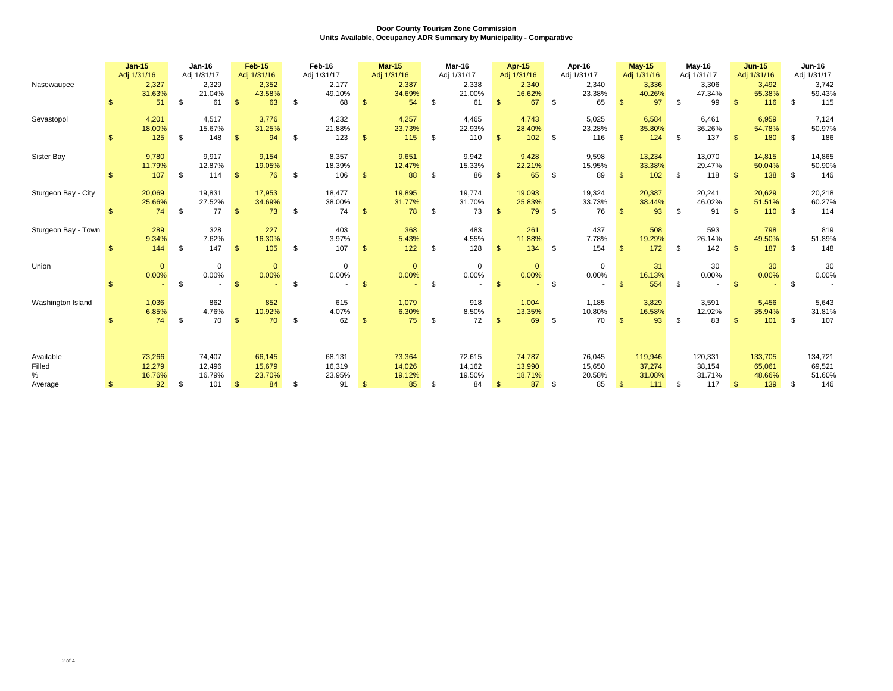**Door County Tourism Zone Commission**
**Units Available, Occupancy ADR Summary by Municipality - Comparative**

| | Jan-15 Adj 1/31/16 | Jan-16 Adj 1/31/17 | Feb-15 Adj 1/31/16 | Feb-16 Adj 1/31/17 | Mar-15 Adj 1/31/16 | Mar-16 Adj 1/31/17 | Apr-15 Adj 1/31/16 | Apr-16 Adj 1/31/17 | May-15 Adj 1/31/16 | May-16 Adj 1/31/17 | Jun-15 Adj 1/31/16 | Jun-16 Adj 1/31/17 |
|---|---|---|---|---|---|---|---|---|---|---|---|---|
| Nasewaupee | 2,327 | 2,329 | 2,352 | 2,177 | 2,387 | 2,338 | 2,340 | 2,340 | 3,336 | 3,306 | 3,492 | 3,742 |
| | 31.63% | 21.04% | 43.58% | 49.10% | 34.69% | 21.00% | 16.62% | 23.38% | 40.26% | 47.34% | 55.38% | 59.43% |
| | $ 51 | $ 61 | $ 63 | $ 68 | $ 54 | $ 61 | $ 67 | $ 65 | $ 97 | $ 99 | $ 116 | $ 115 |
| Sevastopol | 4,201 | 4,517 | 3,776 | 4,232 | 4,257 | 4,465 | 4,743 | 5,025 | 6,584 | 6,461 | 6,959 | 7,124 |
| | 18.00% | 15.67% | 31.25% | 21.88% | 23.73% | 22.93% | 28.40% | 23.28% | 35.80% | 36.26% | 54.78% | 50.97% |
| | $ 125 | $ 148 | $ 94 | $ 123 | $ 115 | $ 110 | $ 102 | $ 116 | $ 124 | $ 137 | $ 180 | $ 186 |
| Sister Bay | 9,780 | 9,917 | 9,154 | 8,357 | 9,651 | 9,942 | 9,428 | 9,598 | 13,234 | 13,070 | 14,815 | 14,865 |
| | 11.79% | 12.87% | 19.05% | 18.39% | 12.47% | 15.33% | 22.21% | 15.95% | 33.38% | 29.47% | 50.04% | 50.90% |
| | $ 107 | $ 114 | $ 76 | $ 106 | $ 88 | $ 86 | $ 65 | $ 89 | $ 102 | $ 118 | $ 138 | $ 146 |
| Sturgeon Bay - City | 20,069 | 19,831 | 17,953 | 18,477 | 19,895 | 19,774 | 19,093 | 19,324 | 20,387 | 20,241 | 20,629 | 20,218 |
| | 25.66% | 27.52% | 34.69% | 38.00% | 31.77% | 31.70% | 25.83% | 33.73% | 38.44% | 46.02% | 51.51% | 60.27% |
| | $ 74 | $ 77 | $ 73 | $ 74 | $ 78 | $ 73 | $ 79 | $ 76 | $ 93 | $ 91 | $ 110 | $ 114 |
| Sturgeon Bay - Town | 289 | 328 | 227 | 403 | 368 | 483 | 261 | 437 | 508 | 593 | 798 | 819 |
| | 9.34% | 7.62% | 16.30% | 3.97% | 5.43% | 4.55% | 11.88% | 7.78% | 19.29% | 26.14% | 49.50% | 51.89% |
| | $ 144 | $ 147 | $ 105 | $ 107 | $ 122 | $ 128 | $ 134 | $ 154 | $ 172 | $ 142 | $ 187 | $ 148 |
| Union | 0 | 0 | 0 | 0 | 0 | 0 | 0 | 0 | 31 | 30 | 30 | 30 |
| | 0.00% | 0.00% | 0.00% | 0.00% | 0.00% | 0.00% | 0.00% | 0.00% | 16.13% | 0.00% | 0.00% | 0.00% |
| | $ - | $ - | $ - | $ - | $ - | $ - | $ - | $ - | $ 554 | $ - | $ - | $ - |
| Washington Island | 1,036 | 862 | 852 | 615 | 1,079 | 918 | 1,004 | 1,185 | 3,829 | 3,591 | 5,456 | 5,643 |
| | 6.85% | 4.76% | 10.92% | 4.07% | 6.30% | 8.50% | 13.35% | 10.80% | 16.58% | 12.92% | 35.94% | 31.81% |
| | $ 74 | $ 70 | $ 70 | $ 62 | $ 75 | $ 72 | $ 69 | $ 70 | $ 93 | $ 83 | $ 101 | $ 107 |
| Available | 73,266 | 74,407 | 66,145 | 68,131 | 73,364 | 72,615 | 74,787 | 76,045 | 119,946 | 120,331 | 133,705 | 134,721 |
| Filled | 12,279 | 12,496 | 15,679 | 16,319 | 14,026 | 14,162 | 13,990 | 15,650 | 37,274 | 38,154 | 65,061 | 69,521 |
| % | 16.76% | 16.79% | 23.70% | 23.95% | 19.12% | 19.50% | 18.71% | 20.58% | 31.08% | 31.71% | 48.66% | 51.60% |
| Average | $ 92 | $ 101 | $ 84 | $ 91 | $ 85 | $ 84 | $ 87 | $ 85 | $ 111 | $ 117 | $ 139 | $ 146 |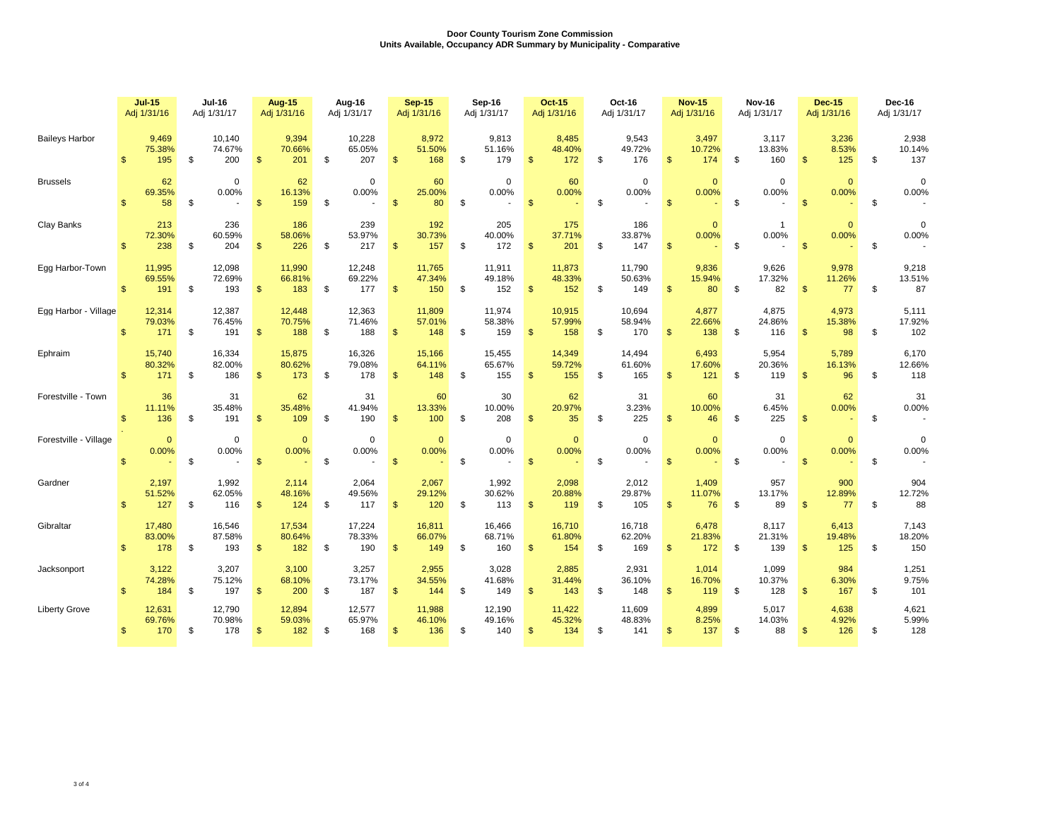**Door County Tourism Zone Commission**
**Units Available, Occupancy ADR Summary by Municipality - Comparative**

| | Jul-15 Adj 1/31/16 | Jul-16 Adj 1/31/17 | Aug-15 Adj 1/31/16 | Aug-16 Adj 1/31/17 | Sep-15 Adj 1/31/16 | Sep-16 Adj 1/31/17 | Oct-15 Adj 1/31/16 | Oct-16 Adj 1/31/17 | Nov-15 Adj 1/31/16 | Nov-16 Adj 1/31/17 | Dec-15 Adj 1/31/16 | Dec-16 Adj 1/31/17 |
|---|---|---|---|---|---|---|---|---|---|---|---|---|
| Baileys Harbor | 9,469 | 10,140 | 9,394 | 10,228 | 8,972 | 9,813 | 8,485 | 9,543 | 3,497 | 3,117 | 3,236 | 2,938 |
| | 75.38% | 74.67% | 70.66% | 65.05% | 51.50% | 51.16% | 48.40% | 49.72% | 10.72% | 13.83% | 8.53% | 10.14% |
| | $ 195 | $ 200 | $ 201 | $ 207 | $ 168 | $ 179 | $ 172 | $ 176 | $ 174 | $ 160 | $ 125 | $ 137 |
| Brussels | 62 | 0 | 62 | 0 | 60 | 0 | 60 | 0 | 0 | 0 | 0 | 0 |
| | 69.35% | 0.00% | 16.13% | 0.00% | 25.00% | 0.00% | 0.00% | 0.00% | 0.00% | 0.00% | 0.00% | 0.00% |
| | $ 58 | $ - | $ 159 | $ - | $ 80 | $ - | $ - | $ - | $ - | $ - | $ - | $ - |
| Clay Banks | 213 | 236 | 186 | 239 | 192 | 205 | 175 | 186 | 0 | 1 | 0 | 0 |
| | 72.30% | 60.59% | 58.06% | 53.97% | 30.73% | 40.00% | 37.71% | 33.87% | 0.00% | 0.00% | 0.00% | 0.00% |
| | $ 238 | $ 204 | $ 226 | $ 217 | $ 157 | $ 172 | $ 201 | $ 147 | $ - | $ - | $ - | $ - |
| Egg Harbor-Town | 11,995 | 12,098 | 11,990 | 12,248 | 11,765 | 11,911 | 11,873 | 11,790 | 9,836 | 9,626 | 9,978 | 9,218 |
| | 69.55% | 72.69% | 66.81% | 69.22% | 47.34% | 49.18% | 48.33% | 50.63% | 15.94% | 17.32% | 11.26% | 13.51% |
| | $ 191 | $ 193 | $ 183 | $ 177 | $ 150 | $ 152 | $ 152 | $ 149 | $ 80 | $ 82 | $ 77 | $ 87 |
| Egg Harbor - Village | 12,314 | 12,387 | 12,448 | 12,363 | 11,809 | 11,974 | 10,915 | 10,694 | 4,877 | 4,875 | 4,973 | 5,111 |
| | 79.03% | 76.45% | 70.75% | 71.46% | 57.01% | 58.38% | 57.99% | 58.94% | 22.66% | 24.86% | 15.38% | 17.92% |
| | $ 171 | $ 191 | $ 188 | $ 188 | $ 148 | $ 159 | $ 158 | $ 170 | $ 138 | $ 116 | $ 98 | $ 102 |
| Ephraim | 15,740 | 16,334 | 15,875 | 16,326 | 15,166 | 15,455 | 14,349 | 14,494 | 6,493 | 5,954 | 5,789 | 6,170 |
| | 80.32% | 82.00% | 80.62% | 79.08% | 64.11% | 65.67% | 59.72% | 61.60% | 17.60% | 20.36% | 16.13% | 12.66% |
| | $ 171 | $ 186 | $ 173 | $ 178 | $ 148 | $ 155 | $ 155 | $ 165 | $ 121 | $ 119 | $ 96 | $ 118 |
| Forestville - Town | 36 | 31 | 62 | 31 | 60 | 30 | 62 | 31 | 60 | 31 | 62 | 31 |
| | 11.11% | 35.48% | 35.48% | 41.94% | 13.33% | 10.00% | 20.97% | 3.23% | 10.00% | 6.45% | 0.00% | 0.00% |
| | $ 136 | $ 191 | $ 109 | $ 190 | $ 100 | $ 208 | $ 35 | $ 225 | $ 46 | $ 225 | $ - | $ - |
| Forestville - Village | 0 | 0 | 0 | 0 | 0 | 0 | 0 | 0 | 0 | 0 | 0 | 0 |
| | 0.00% | 0.00% | 0.00% | 0.00% | 0.00% | 0.00% | 0.00% | 0.00% | 0.00% | 0.00% | 0.00% | 0.00% |
| | $ - | $ - | $ - | $ - | $ - | $ - | $ - | $ - | $ - | $ - | $ - | $ - |
| Gardner | 2,197 | 1,992 | 2,114 | 2,064 | 2,067 | 1,992 | 2,098 | 2,012 | 1,409 | 957 | 900 | 904 |
| | 51.52% | 62.05% | 48.16% | 49.56% | 29.12% | 30.62% | 20.88% | 29.87% | 11.07% | 13.17% | 12.89% | 12.72% |
| | $ 127 | $ 116 | $ 124 | $ 117 | $ 120 | $ 113 | $ 119 | $ 105 | $ 76 | $ 89 | $ 77 | $ 88 |
| Gibraltar | 17,480 | 16,546 | 17,534 | 17,224 | 16,811 | 16,466 | 16,710 | 16,718 | 6,478 | 8,117 | 6,413 | 7,143 |
| | 83.00% | 87.58% | 80.64% | 78.33% | 66.07% | 68.71% | 61.80% | 62.20% | 21.83% | 21.31% | 19.48% | 18.20% |
| | $ 178 | $ 193 | $ 182 | $ 190 | $ 149 | $ 160 | $ 154 | $ 169 | $ 172 | $ 139 | $ 125 | $ 150 |
| Jacksonport | 3,122 | 3,207 | 3,100 | 3,257 | 2,955 | 3,028 | 2,885 | 2,931 | 1,014 | 1,099 | 984 | 1,251 |
| | 74.28% | 75.12% | 68.10% | 73.17% | 34.55% | 41.68% | 31.44% | 36.10% | 16.70% | 10.37% | 6.30% | 9.75% |
| | $ 184 | $ 197 | $ 200 | $ 187 | $ 144 | $ 149 | $ 143 | $ 148 | $ 119 | $ 128 | $ 167 | $ 101 |
| Liberty Grove | 12,631 | 12,790 | 12,894 | 12,577 | 11,988 | 12,190 | 11,422 | 11,609 | 4,899 | 5,017 | 4,638 | 4,621 |
| | 69.76% | 70.98% | 59.03% | 65.97% | 46.10% | 49.16% | 45.32% | 48.83% | 8.25% | 14.03% | 4.92% | 5.99% |
| | $ 170 | $ 178 | $ 182 | $ 168 | $ 136 | $ 140 | $ 134 | $ 141 | $ 137 | $ 88 | $ 126 | $ 128 |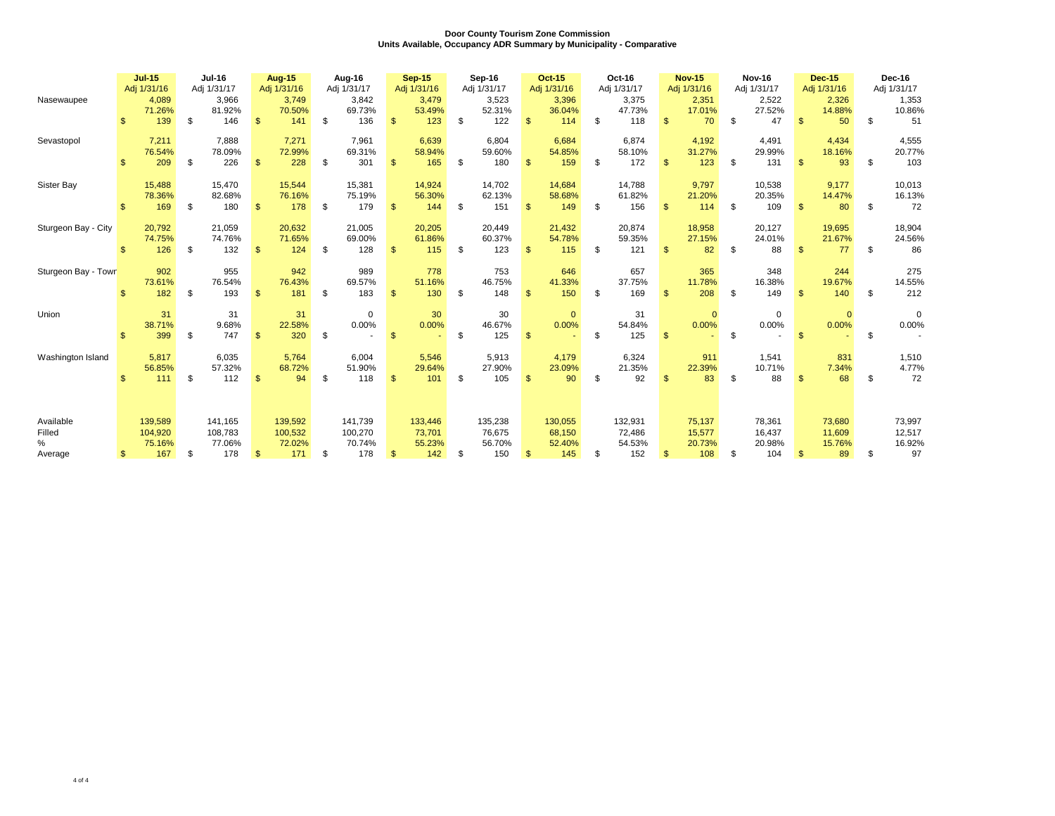**Door County Tourism Zone Commission**
**Units Available, Occupancy ADR Summary by Municipality - Comparative**

| | Jul-15 Adj 1/31/16 | Jul-16 Adj 1/31/17 | Aug-15 Adj 1/31/16 | Aug-16 Adj 1/31/17 | Sep-15 Adj 1/31/16 | Sep-16 Adj 1/31/17 | Oct-15 Adj 1/31/16 | Oct-16 Adj 1/31/17 | Nov-15 Adj 1/31/16 | Nov-16 Adj 1/31/17 | Dec-15 Adj 1/31/16 | Dec-16 Adj 1/31/17 |
|---|---|---|---|---|---|---|---|---|---|---|---|---|
| Nasewaupee | 4,089 | 3,966 | 3,749 | 3,842 | 3,479 | 3,523 | 3,396 | 3,375 | 2,351 | 2,522 | 2,326 | 1,353 |
| | 71.26% | 81.92% | 70.50% | 69.73% | 53.49% | 52.31% | 36.04% | 47.73% | 17.01% | 27.52% | 14.88% | 10.86% |
| | $ 139 | $ 146 | $ 141 | $ 136 | $ 123 | $ 122 | $ 114 | $ 118 | $ 70 | $ 47 | $ 50 | $ 51 |
| Sevastopol | 7,211 | 7,888 | 7,271 | 7,961 | 6,639 | 6,804 | 6,684 | 6,874 | 4,192 | 4,491 | 4,434 | 4,555 |
| | 76.54% | 78.09% | 72.99% | 69.31% | 58.94% | 59.60% | 54.85% | 58.10% | 31.27% | 29.99% | 18.16% | 20.77% |
| | $ 209 | $ 226 | $ 228 | $ 301 | $ 165 | $ 180 | $ 159 | $ 172 | $ 123 | $ 131 | $ 93 | $ 103 |
| Sister Bay | 15,488 | 15,470 | 15,544 | 15,381 | 14,924 | 14,702 | 14,684 | 14,788 | 9,797 | 10,538 | 9,177 | 10,013 |
| | 78.36% | 82.68% | 76.16% | 75.19% | 56.30% | 62.13% | 58.68% | 61.82% | 21.20% | 20.35% | 14.47% | 16.13% |
| | $ 169 | $ 180 | $ 178 | $ 179 | $ 144 | $ 151 | $ 149 | $ 156 | $ 114 | $ 109 | $ 80 | $ 72 |
| Sturgeon Bay - City | 20,792 | 21,059 | 20,632 | 21,005 | 20,205 | 20,449 | 21,432 | 20,874 | 18,958 | 20,127 | 19,695 | 18,904 |
| | 74.75% | 74.76% | 71.65% | 69.00% | 61.86% | 60.37% | 54.78% | 59.35% | 27.15% | 24.01% | 21.67% | 24.56% |
| | $ 126 | $ 132 | $ 124 | $ 128 | $ 115 | $ 123 | $ 115 | $ 121 | $ 82 | $ 88 | $ 77 | $ 86 |
| Sturgeon Bay - Town | 902 | 955 | 942 | 989 | 778 | 753 | 646 | 657 | 365 | 348 | 244 | 275 |
| | 73.61% | 76.54% | 76.43% | 69.57% | 51.16% | 46.75% | 41.33% | 37.75% | 11.78% | 16.38% | 19.67% | 14.55% |
| | $ 182 | $ 193 | $ 181 | $ 183 | $ 130 | $ 148 | $ 150 | $ 169 | $ 208 | $ 149 | $ 140 | $ 212 |
| Union | 31 | 31 | 31 | 0 | 30 | 30 | 0 | 31 | 0 | 0 | 0 | 0 |
| | 38.71% | 9.68% | 22.58% | 0.00% | 0.00% | 46.67% | 0.00% | 54.84% | 0.00% | 0.00% | 0.00% | 0.00% |
| | $ 399 | $ 747 | $ 320 | $ - | $ - | $ 125 | $ - | $ 125 | $ - | $ - | $ - | $ - |
| Washington Island | 5,817 | 6,035 | 5,764 | 6,004 | 5,546 | 5,913 | 4,179 | 6,324 | 911 | 1,541 | 831 | 1,510 |
| | 56.85% | 57.32% | 68.72% | 51.90% | 29.64% | 27.90% | 23.09% | 21.35% | 22.39% | 10.71% | 7.34% | 4.77% |
| | $ 111 | $ 112 | $ 94 | $ 118 | $ 101 | $ 105 | $ 90 | $ 92 | $ 83 | $ 88 | $ 68 | $ 72 |
| Available | 139,589 | 141,165 | 139,592 | 141,739 | 133,446 | 135,238 | 130,055 | 132,931 | 75,137 | 78,361 | 73,680 | 73,997 |
| Filled | 104,920 | 108,783 | 100,532 | 100,270 | 73,701 | 76,675 | 68,150 | 72,486 | 15,577 | 16,437 | 11,609 | 12,517 |
| % | 75.16% | 77.06% | 72.02% | 70.74% | 55.23% | 56.70% | 52.40% | 54.53% | 20.73% | 20.98% | 15.76% | 16.92% |
| Average | $ 167 | $ 178 | $ 171 | $ 178 | $ 142 | $ 150 | $ 145 | $ 152 | $ 108 | $ 104 | $ 89 | $ 97 |